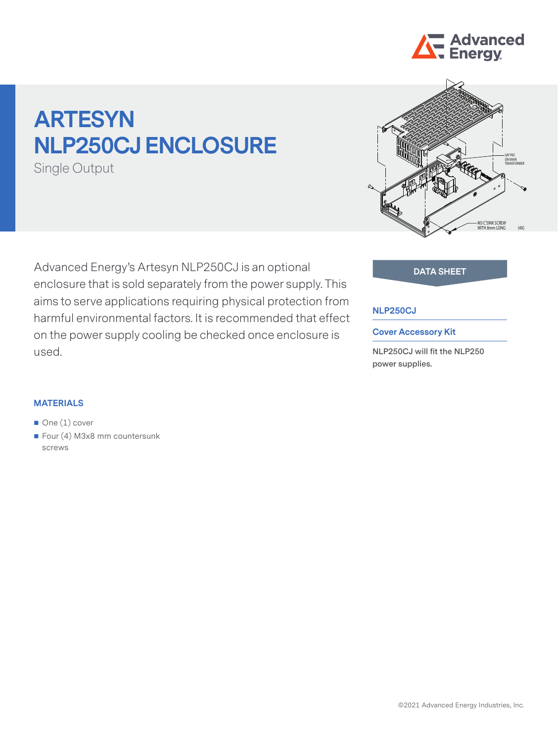# ARTESYN NLP250CJ ENCLOSURE

Single Output

Advanced Energy's Artesyn NLP250CJ is an optional enclosure that is sold separately from the power supply. This aims to serve applications requiring physical protection from harmful environmental factors. It is recommended that effect on the power supply cooling be checked once enclosure is used.

DATA SHEET

**NLP250CJ**

**Cover Accessory Kit**

NLP250CJ will fit the NLP250 power supplies.

## MATERIALS

- One (1) cover
- Four (4) M3x8 mm countersunk screws

©2021 Advanced Energy Industries, Inc.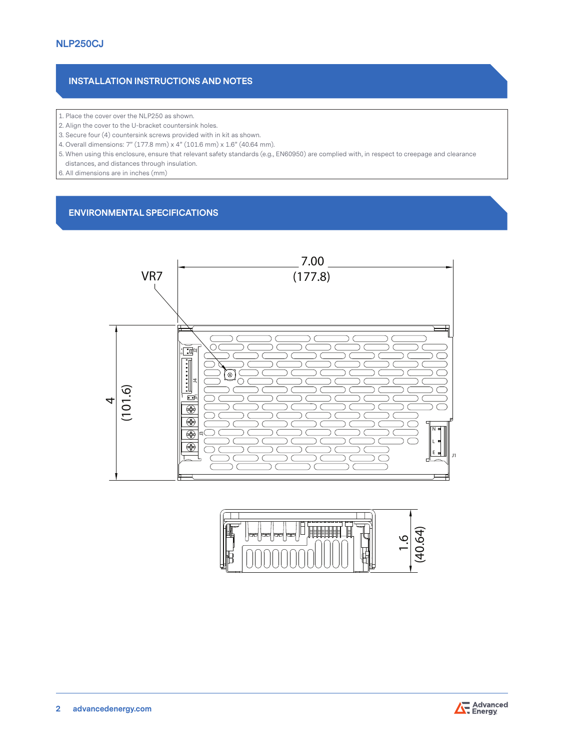NLP250CJ

## INSTALLATION INSTRUCTIONS AND NOTES

1. Place the cover over the NLP250 as shown.
2. Align the cover to the U-bracket countersink holes.
3. Secure four (4) countersink screws provided with in kit as shown.
4. Overall dimensions: 7" (177.8 mm) x 4" (101.6 mm) x 1.6" (40.64 mm).
5. When using this enclosure, ensure that relevant safety standards (e.g., EN60950) are complied with, in respect to creepage and clearance distances, and distances through insulation.
6. All dimensions are in inches (mm)

## ENVIRONMENTAL SPECIFICATIONS

VR7

7.00 (177.8)

4 (101.6)

1.6 (40.64)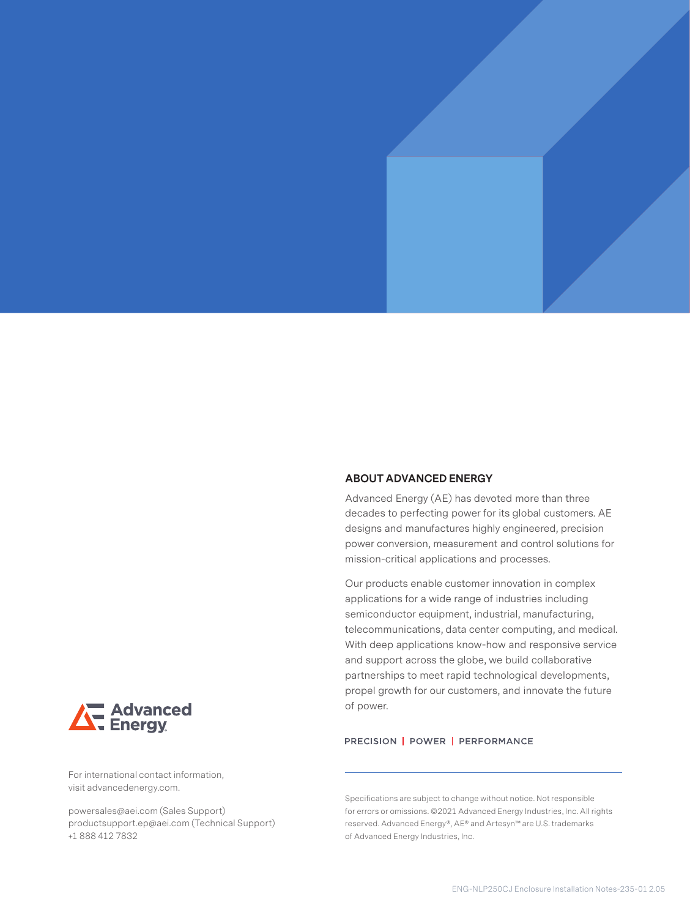## ABOUT ADVANCED ENERGY

Advanced Energy (AE) has devoted more than three decades to perfecting power for its global customers. AE designs and manufactures highly engineered, precision power conversion, measurement and control solutions for mission-critical applications and processes.

Our products enable customer innovation in complex applications for a wide range of industries including semiconductor equipment, industrial, manufacturing, telecommunications, data center computing, and medical. With deep applications know-how and responsive service and support across the globe, we build collaborative partnerships to meet rapid technological developments, propel growth for our customers, and innovate the future of power.

PRECISION | POWER | PERFORMANCE

Advanced Energy

For international contact information, visit advancedenergy.com.

powersales@aei.com (Sales Support)
productsupport.ep@aei.com (Technical Support)
+1 888 412 7832

Specifications are subject to change without notice. Not responsible for errors or omissions. ©2021 Advanced Energy Industries, Inc. All rights reserved. Advanced Energy®, AE® and Artesyn™ are U.S. trademarks of Advanced Energy Industries, Inc.

ENG-NLP250CJ Enclosure Installation Notes-235-01 2.05